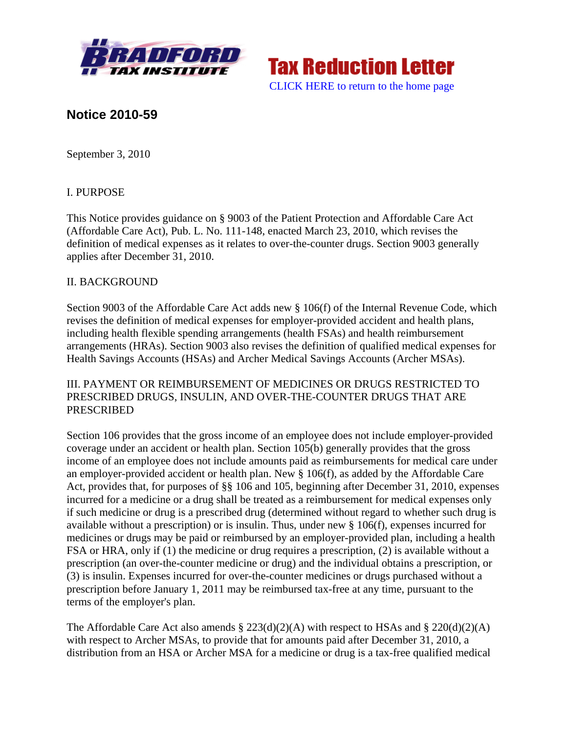**Tax Reduction Letter**

CLICK HERE to return to the home page

## Notice 2010-59

September 3, 2010

I. PURPOSE

This Notice provides guidance on § 9003 of the Patient Protection and Affordable Care Act (Affordable Care Act), Pub. L. No. 111-148, enacted March 23, 2010, which revises the definition of medical expenses as it relates to over-the-counter drugs. Section 9003 generally applies after December 31, 2010.

II. BACKGROUND

Section 9003 of the Affordable Care Act adds new § 106(f) of the Internal Revenue Code, which revises the definition of medical expenses for employer-provided accident and health plans, including health flexible spending arrangements (health FSAs) and health reimbursement arrangements (HRAs). Section 9003 also revises the definition of qualified medical expenses for Health Savings Accounts (HSAs) and Archer Medical Savings Accounts (Archer MSAs).

III. PAYMENT OR REIMBURSEMENT OF MEDICINES OR DRUGS RESTRICTED TO PRESCRIBED DRUGS, INSULIN, AND OVER-THE-COUNTER DRUGS THAT ARE PRESCRIBED

Section 106 provides that the gross income of an employee does not include employer-provided coverage under an accident or health plan. Section 105(b) generally provides that the gross income of an employee does not include amounts paid as reimbursements for medical care under an employer-provided accident or health plan. New § 106(f), as added by the Affordable Care Act, provides that, for purposes of §§ 106 and 105, beginning after December 31, 2010, expenses incurred for a medicine or a drug shall be treated as a reimbursement for medical expenses only if such medicine or drug is a prescribed drug (determined without regard to whether such drug is available without a prescription) or is insulin. Thus, under new § 106(f), expenses incurred for medicines or drugs may be paid or reimbursed by an employer-provided plan, including a health FSA or HRA, only if (1) the medicine or drug requires a prescription, (2) is available without a prescription (an over-the-counter medicine or drug) and the individual obtains a prescription, or (3) is insulin. Expenses incurred for over-the-counter medicines or drugs purchased without a prescription before January 1, 2011 may be reimbursed tax-free at any time, pursuant to the terms of the employer's plan.

The Affordable Care Act also amends § 223(d)(2)(A) with respect to HSAs and § 220(d)(2)(A) with respect to Archer MSAs, to provide that for amounts paid after December 31, 2010, a distribution from an HSA or Archer MSA for a medicine or drug is a tax-free qualified medical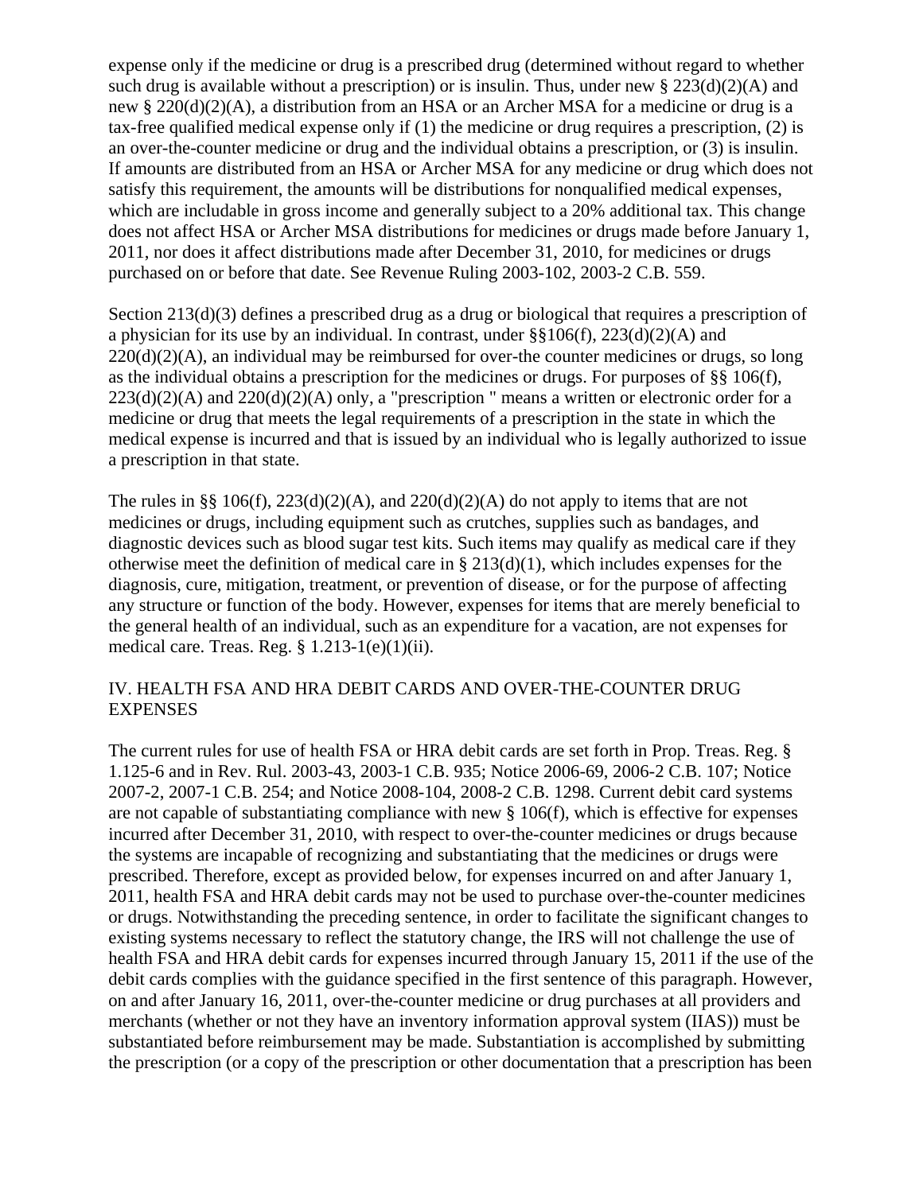expense only if the medicine or drug is a prescribed drug (determined without regard to whether such drug is available without a prescription) or is insulin. Thus, under new § 223(d)(2)(A) and new § 220(d)(2)(A), a distribution from an HSA or an Archer MSA for a medicine or drug is a tax-free qualified medical expense only if (1) the medicine or drug requires a prescription, (2) is an over-the-counter medicine or drug and the individual obtains a prescription, or (3) is insulin. If amounts are distributed from an HSA or Archer MSA for any medicine or drug which does not satisfy this requirement, the amounts will be distributions for nonqualified medical expenses, which are includable in gross income and generally subject to a 20% additional tax. This change does not affect HSA or Archer MSA distributions for medicines or drugs made before January 1, 2011, nor does it affect distributions made after December 31, 2010, for medicines or drugs purchased on or before that date. See Revenue Ruling 2003-102, 2003-2 C.B. 559.

Section 213(d)(3) defines a prescribed drug as a drug or biological that requires a prescription of a physician for its use by an individual. In contrast, under §§106(f), 223(d)(2)(A) and 220(d)(2)(A), an individual may be reimbursed for over-the counter medicines or drugs, so long as the individual obtains a prescription for the medicines or drugs. For purposes of §§ 106(f), 223(d)(2)(A) and 220(d)(2)(A) only, a "prescription " means a written or electronic order for a medicine or drug that meets the legal requirements of a prescription in the state in which the medical expense is incurred and that is issued by an individual who is legally authorized to issue a prescription in that state.

The rules in §§ 106(f), 223(d)(2)(A), and 220(d)(2)(A) do not apply to items that are not medicines or drugs, including equipment such as crutches, supplies such as bandages, and diagnostic devices such as blood sugar test kits. Such items may qualify as medical care if they otherwise meet the definition of medical care in § 213(d)(1), which includes expenses for the diagnosis, cure, mitigation, treatment, or prevention of disease, or for the purpose of affecting any structure or function of the body. However, expenses for items that are merely beneficial to the general health of an individual, such as an expenditure for a vacation, are not expenses for medical care. Treas. Reg. § 1.213-1(e)(1)(ii).

## IV. HEALTH FSA AND HRA DEBIT CARDS AND OVER-THE-COUNTER DRUG EXPENSES

The current rules for use of health FSA or HRA debit cards are set forth in Prop. Treas. Reg. § 1.125-6 and in Rev. Rul. 2003-43, 2003-1 C.B. 935; Notice 2006-69, 2006-2 C.B. 107; Notice 2007-2, 2007-1 C.B. 254; and Notice 2008-104, 2008-2 C.B. 1298. Current debit card systems are not capable of substantiating compliance with new § 106(f), which is effective for expenses incurred after December 31, 2010, with respect to over-the-counter medicines or drugs because the systems are incapable of recognizing and substantiating that the medicines or drugs were prescribed. Therefore, except as provided below, for expenses incurred on and after January 1, 2011, health FSA and HRA debit cards may not be used to purchase over-the-counter medicines or drugs. Notwithstanding the preceding sentence, in order to facilitate the significant changes to existing systems necessary to reflect the statutory change, the IRS will not challenge the use of health FSA and HRA debit cards for expenses incurred through January 15, 2011 if the use of the debit cards complies with the guidance specified in the first sentence of this paragraph. However, on and after January 16, 2011, over-the-counter medicine or drug purchases at all providers and merchants (whether or not they have an inventory information approval system (IIAS)) must be substantiated before reimbursement may be made. Substantiation is accomplished by submitting the prescription (or a copy of the prescription or other documentation that a prescription has been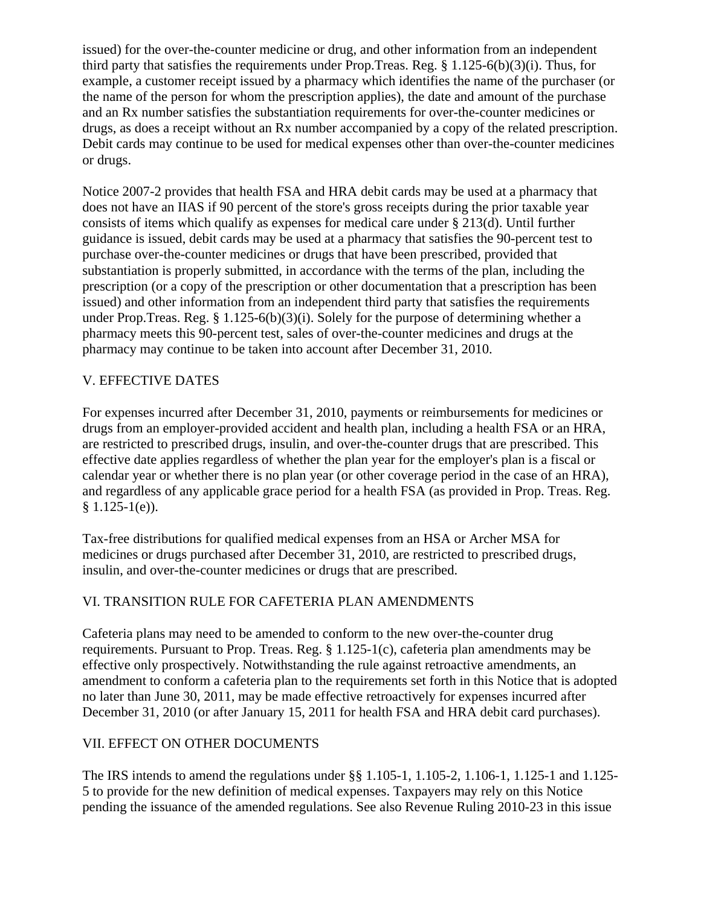issued) for the over-the-counter medicine or drug, and other information from an independent third party that satisfies the requirements under Prop.Treas. Reg. § 1.125-6(b)(3)(i). Thus, for example, a customer receipt issued by a pharmacy which identifies the name of the purchaser (or the name of the person for whom the prescription applies), the date and amount of the purchase and an Rx number satisfies the substantiation requirements for over-the-counter medicines or drugs, as does a receipt without an Rx number accompanied by a copy of the related prescription. Debit cards may continue to be used for medical expenses other than over-the-counter medicines or drugs.

Notice 2007-2 provides that health FSA and HRA debit cards may be used at a pharmacy that does not have an IIAS if 90 percent of the store's gross receipts during the prior taxable year consists of items which qualify as expenses for medical care under § 213(d). Until further guidance is issued, debit cards may be used at a pharmacy that satisfies the 90-percent test to purchase over-the-counter medicines or drugs that have been prescribed, provided that substantiation is properly submitted, in accordance with the terms of the plan, including the prescription (or a copy of the prescription or other documentation that a prescription has been issued) and other information from an independent third party that satisfies the requirements under Prop.Treas. Reg. § 1.125-6(b)(3)(i). Solely for the purpose of determining whether a pharmacy meets this 90-percent test, sales of over-the-counter medicines and drugs at the pharmacy may continue to be taken into account after December 31, 2010.

## V. EFFECTIVE DATES

For expenses incurred after December 31, 2010, payments or reimbursements for medicines or drugs from an employer-provided accident and health plan, including a health FSA or an HRA, are restricted to prescribed drugs, insulin, and over-the-counter drugs that are prescribed. This effective date applies regardless of whether the plan year for the employer's plan is a fiscal or calendar year or whether there is no plan year (or other coverage period in the case of an HRA), and regardless of any applicable grace period for a health FSA (as provided in Prop. Treas. Reg. § 1.125-1(e)).

Tax-free distributions for qualified medical expenses from an HSA or Archer MSA for medicines or drugs purchased after December 31, 2010, are restricted to prescribed drugs, insulin, and over-the-counter medicines or drugs that are prescribed.

## VI. TRANSITION RULE FOR CAFETERIA PLAN AMENDMENTS

Cafeteria plans may need to be amended to conform to the new over-the-counter drug requirements. Pursuant to Prop. Treas. Reg. § 1.125-1(c), cafeteria plan amendments may be effective only prospectively. Notwithstanding the rule against retroactive amendments, an amendment to conform a cafeteria plan to the requirements set forth in this Notice that is adopted no later than June 30, 2011, may be made effective retroactively for expenses incurred after December 31, 2010 (or after January 15, 2011 for health FSA and HRA debit card purchases).

## VII. EFFECT ON OTHER DOCUMENTS

The IRS intends to amend the regulations under §§ 1.105-1, 1.105-2, 1.106-1, 1.125-1 and 1.125-5 to provide for the new definition of medical expenses. Taxpayers may rely on this Notice pending the issuance of the amended regulations. See also Revenue Ruling 2010-23 in this issue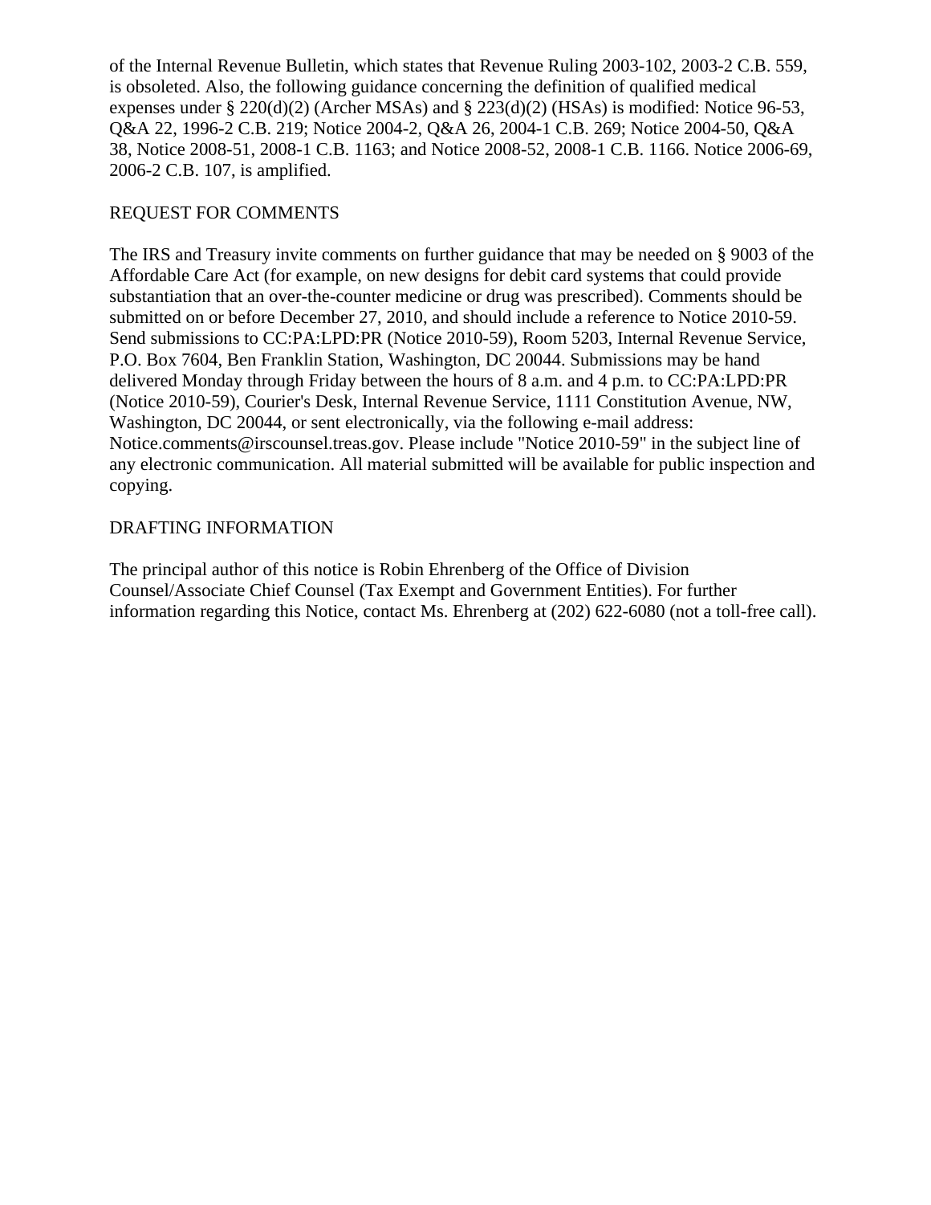of the Internal Revenue Bulletin, which states that Revenue Ruling 2003-102, 2003-2 C.B. 559, is obsoleted. Also, the following guidance concerning the definition of qualified medical expenses under § 220(d)(2) (Archer MSAs) and § 223(d)(2) (HSAs) is modified: Notice 96-53, Q&A 22, 1996-2 C.B. 219; Notice 2004-2, Q&A 26, 2004-1 C.B. 269; Notice 2004-50, Q&A 38, Notice 2008-51, 2008-1 C.B. 1163; and Notice 2008-52, 2008-1 C.B. 1166. Notice 2006-69, 2006-2 C.B. 107, is amplified.

## REQUEST FOR COMMENTS

The IRS and Treasury invite comments on further guidance that may be needed on § 9003 of the Affordable Care Act (for example, on new designs for debit card systems that could provide substantiation that an over-the-counter medicine or drug was prescribed). Comments should be submitted on or before December 27, 2010, and should include a reference to Notice 2010-59. Send submissions to CC:PA:LPD:PR (Notice 2010-59), Room 5203, Internal Revenue Service, P.O. Box 7604, Ben Franklin Station, Washington, DC 20044. Submissions may be hand delivered Monday through Friday between the hours of 8 a.m. and 4 p.m. to CC:PA:LPD:PR (Notice 2010-59), Courier's Desk, Internal Revenue Service, 1111 Constitution Avenue, NW, Washington, DC 20044, or sent electronically, via the following e-mail address: Notice.comments@irscounsel.treas.gov. Please include "Notice 2010-59" in the subject line of any electronic communication. All material submitted will be available for public inspection and copying.

## DRAFTING INFORMATION

The principal author of this notice is Robin Ehrenberg of the Office of Division Counsel/Associate Chief Counsel (Tax Exempt and Government Entities). For further information regarding this Notice, contact Ms. Ehrenberg at (202) 622-6080 (not a toll-free call).